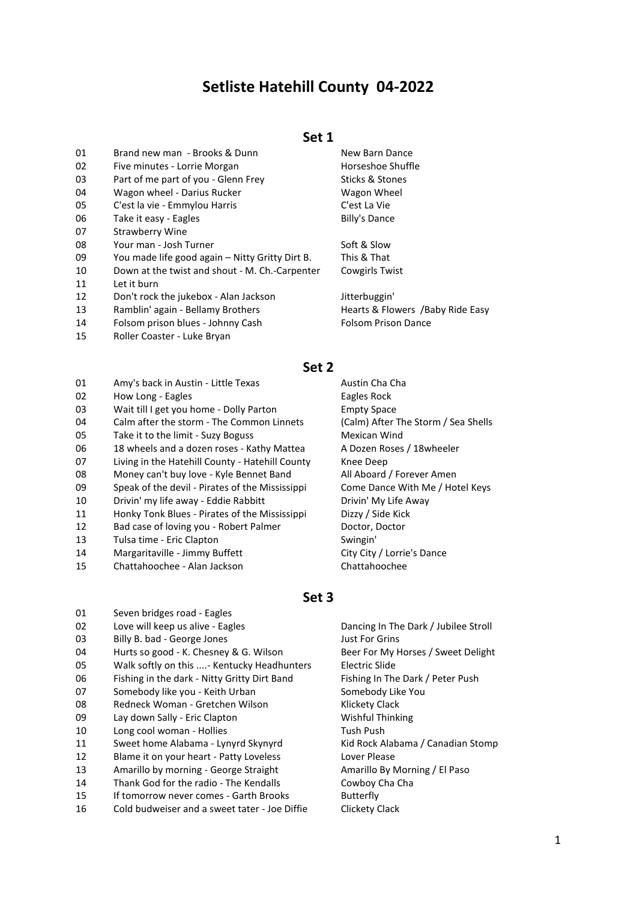# Setliste Hatehill County 04-2022

## Set 1

| | | |
|---|---|---|
| 01 | Brand new man - Brooks & Dunn | New Barn Dance |
| 02 | Five minutes - Lorrie Morgan | Horseshoe Shuffle |
| 03 | Part of me part of you - Glenn Frey | Sticks & Stones |
| 04 | Wagon wheel - Darius Rucker | Wagon Wheel |
| 05 | C'est la vie - Emmylou Harris | C'est La Vie |
| 06 | Take it easy - Eagles | Billy's Dance |
| 07 | Strawberry Wine | |
| 08 | Your man - Josh Turner | Soft & Slow |
| 09 | You made life good again – Nitty Gritty Dirt B. | This & That |
| 10 | Down at the twist and shout - M. Ch.-Carpenter | Cowgirls Twist |
| 11 | Let it burn | |
| 12 | Don't rock the jukebox - Alan Jackson | Jitterbuggin' |
| 13 | Ramblin' again - Bellamy Brothers | Hearts & Flowers /Baby Ride Easy |
| 14 | Folsom prison blues - Johnny Cash | Folsom Prison Dance |
| 15 | Roller Coaster - Luke Bryan | |

## Set 2

| | | |
|---|---|---|
| 01 | Amy's back in Austin - Little Texas | Austin Cha Cha |
| 02 | How Long - Eagles | Eagles Rock |
| 03 | Wait till I get you home - Dolly Parton | Empty Space |
| 04 | Calm after the storm - The Common Linnets | (Calm) After The Storm / Sea Shells |
| 05 | Take it to the limit - Suzy Boguss | Mexican Wind |
| 06 | 18 wheels and a dozen roses - Kathy Mattea | A Dozen Roses / 18wheeler |
| 07 | Living in the Hatehill County - Hatehill County | Knee Deep |
| 08 | Money can't buy love - Kyle Bennet Band | All Aboard / Forever Amen |
| 09 | Speak of the devil - Pirates of the Mississippi | Come Dance With Me / Hotel Keys |
| 10 | Drivin' my life away - Eddie Rabbitt | Drivin' My Life Away |
| 11 | Honky Tonk Blues - Pirates of the Mississippi | Dizzy / Side Kick |
| 12 | Bad case of loving you - Robert Palmer | Doctor, Doctor |
| 13 | Tulsa time - Eric Clapton | Swingin' |
| 14 | Margaritaville - Jimmy Buffett | City City / Lorrie's Dance |
| 15 | Chattahoochee - Alan Jackson | Chattahoochee |

## Set 3

| | | |
|---|---|---|
| 01 | Seven bridges road - Eagles | |
| 02 | Love will keep us alive - Eagles | Dancing In The Dark / Jubilee Stroll |
| 03 | Billy B. bad - George Jones | Just For Grins |
| 04 | Hurts so good - K. Chesney & G. Wilson | Beer For My Horses / Sweet Delight |
| 05 | Walk softly on this ....- Kentucky Headhunters | Electric Slide |
| 06 | Fishing in the dark - Nitty Gritty Dirt Band | Fishing In The Dark / Peter Push |
| 07 | Somebody like you - Keith Urban | Somebody Like You |
| 08 | Redneck Woman - Gretchen Wilson | Klickety Clack |
| 09 | Lay down Sally - Eric Clapton | Wishful Thinking |
| 10 | Long cool woman - Hollies | Tush Push |
| 11 | Sweet home Alabama - Lynyrd Skynyrd | Kid Rock Alabama / Canadian Stomp |
| 12 | Blame it on your heart - Patty Loveless | Lover Please |
| 13 | Amarillo by morning - George Straight | Amarillo By Morning / El Paso |
| 14 | Thank God for the radio - The Kendalls | Cowboy Cha Cha |
| 15 | If tomorrow never comes - Garth Brooks | Butterfly |
| 16 | Cold budweiser and a sweet tater - Joe Diffie | Clickety Clack |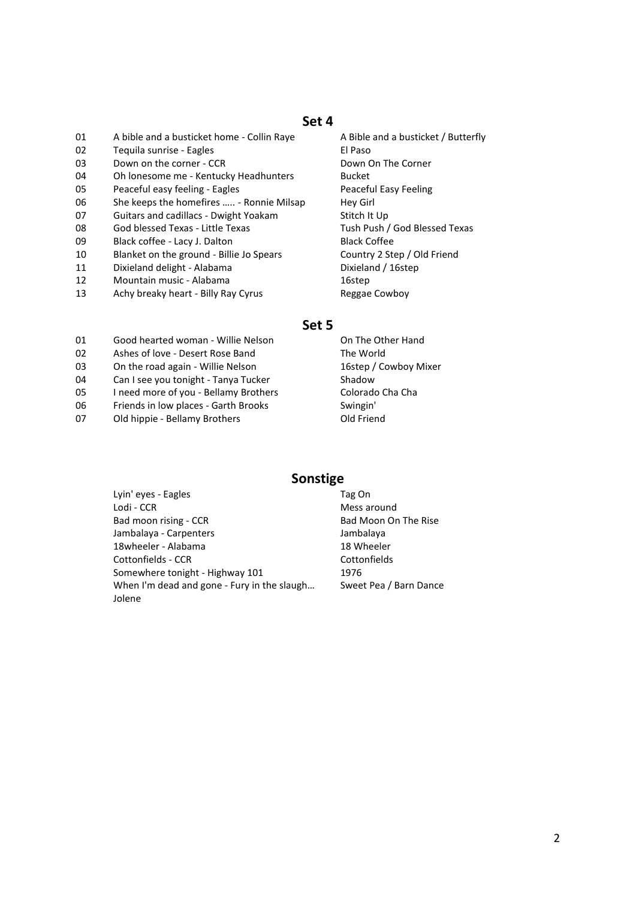## Set 4

| | | |
|---|---|---|
| 01 | A bible and a busticket home - Collin Raye | A Bible and a busticket / Butterfly |
| 02 | Tequila sunrise - Eagles | El Paso |
| 03 | Down on the corner - CCR | Down On The Corner |
| 04 | Oh lonesome me - Kentucky Headhunters | Bucket |
| 05 | Peaceful easy feeling - Eagles | Peaceful Easy Feeling |
| 06 | She keeps the homefires ….. - Ronnie Milsap | Hey Girl |
| 07 | Guitars and cadillacs - Dwight Yoakam | Stitch It Up |
| 08 | God blessed Texas - Little Texas | Tush Push / God Blessed Texas |
| 09 | Black coffee - Lacy J. Dalton | Black Coffee |
| 10 | Blanket on the ground - Billie Jo Spears | Country 2 Step / Old Friend |
| 11 | Dixieland delight - Alabama | Dixieland / 16step |
| 12 | Mountain music - Alabama | 16step |
| 13 | Achy breaky heart - Billy Ray Cyrus | Reggae Cowboy |

## Set 5

| | | |
|---|---|---|
| 01 | Good hearted woman - Willie Nelson | On The Other Hand |
| 02 | Ashes of love - Desert Rose Band | The World |
| 03 | On the road again - Willie Nelson | 16step / Cowboy Mixer |
| 04 | Can I see you tonight - Tanya Tucker | Shadow |
| 05 | I need more of you - Bellamy Brothers | Colorado Cha Cha |
| 06 | Friends in low places - Garth Brooks | Swingin' |
| 07 | Old hippie - Bellamy Brothers | Old Friend |

## Sonstige

| | |
|---|---|
| Lyin' eyes - Eagles | Tag On |
| Lodi - CCR | Mess around |
| Bad moon rising - CCR | Bad Moon On The Rise |
| Jambalaya - Carpenters | Jambalaya |
| 18wheeler - Alabama | 18 Wheeler |
| Cottonfields - CCR | Cottonfields |
| Somewhere tonight - Highway 101 | 1976 |
| When I'm dead and gone - Fury in the slaugh… | Sweet Pea / Barn Dance |
| Jolene | |